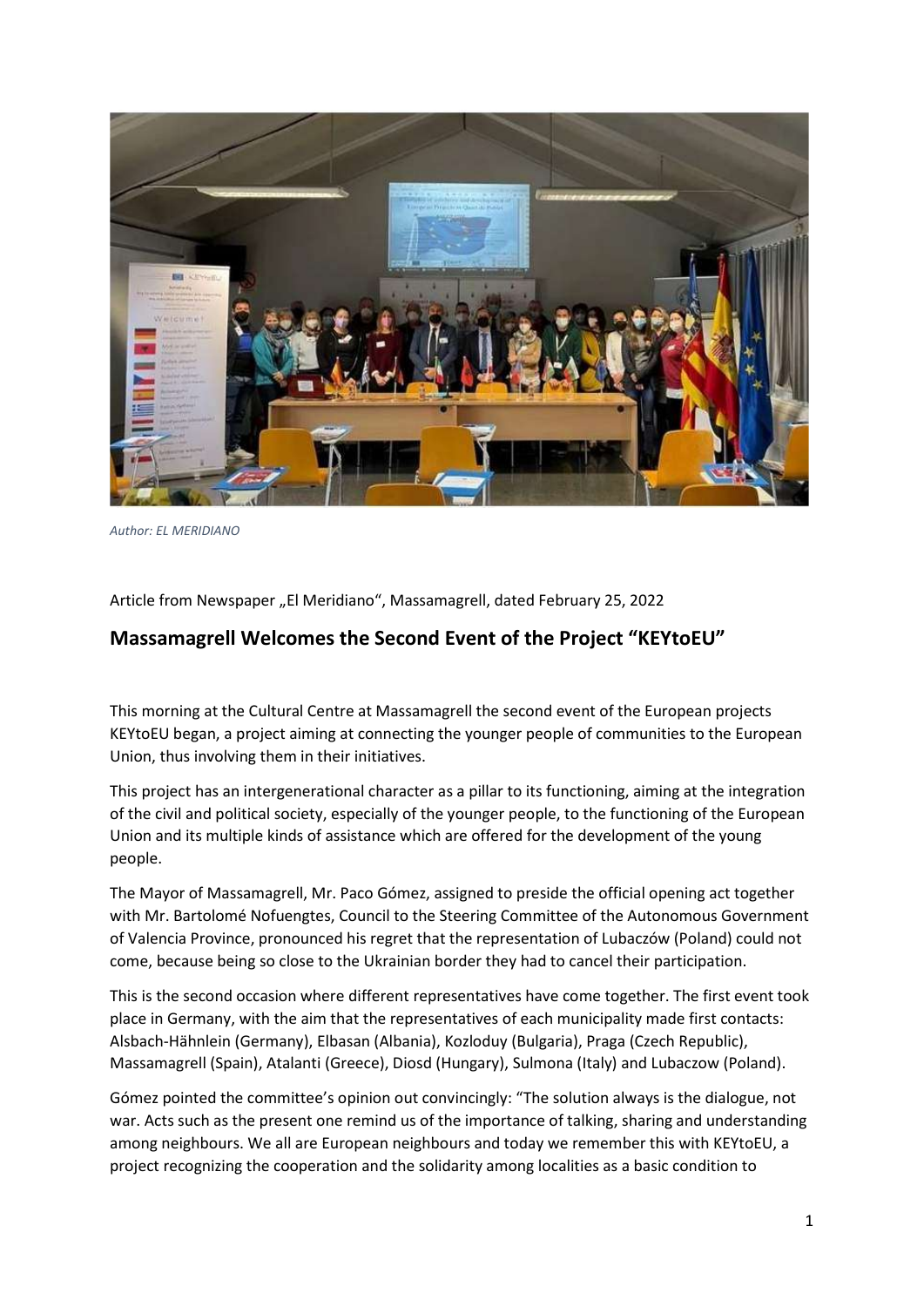*Author: EL MERIDIANO*

Article from Newspaper „El Meridiano", Massamagrell, dated February 25, 2022

## Massamagrell Welcomes the Second Event of the Project "KEYtoEU"

This morning at the Cultural Centre at Massamagrell the second event of the European projects KEYtoEU began, a project aiming at connecting the younger people of communities to the European Union, thus involving them in their initiatives.

This project has an intergenerational character as a pillar to its functioning, aiming at the integration of the civil and political society, especially of the younger people, to the functioning of the European Union and its multiple kinds of assistance which are offered for the development of the young people.

The Mayor of Massamagrell, Mr. Paco Gómez, assigned to preside the official opening act together with Mr. Bartolomé Nofuengtes, Council to the Steering Committee of the Autonomous Government of Valencia Province, pronounced his regret that the representation of Lubaczów (Poland) could not come, because being so close to the Ukrainian border they had to cancel their participation.

This is the second occasion where different representatives have come together. The first event took place in Germany, with the aim that the representatives of each municipality made first contacts: Alsbach-Hähnlein (Germany), Elbasan (Albania), Kozloduy (Bulgaria), Praga (Czech Republic), Massamagrell (Spain), Atalanti (Greece), Diosd (Hungary), Sulmona (Italy) and Lubaczow (Poland).

Gómez pointed the committee's opinion out convincingly: "The solution always is the dialogue, not war. Acts such as the present one remind us of the importance of talking, sharing and understanding among neighbours. We all are European neighbours and today we remember this with KEYtoEU, a project recognizing the cooperation and the solidarity among localities as a basic condition to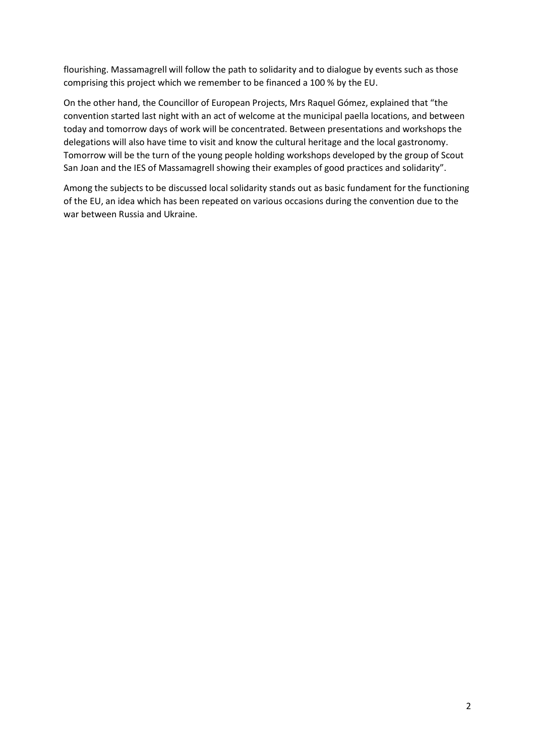flourishing. Massamagrell will follow the path to solidarity and to dialogue by events such as those comprising this project which we remember to be financed a 100 % by the EU.

On the other hand, the Councillor of European Projects, Mrs Raquel Gómez, explained that "the convention started last night with an act of welcome at the municipal paella locations, and between today and tomorrow days of work will be concentrated. Between presentations and workshops the delegations will also have time to visit and know the cultural heritage and the local gastronomy. Tomorrow will be the turn of the young people holding workshops developed by the group of Scout San Joan and the IES of Massamagrell showing their examples of good practices and solidarity".

Among the subjects to be discussed local solidarity stands out as basic fundament for the functioning of the EU, an idea which has been repeated on various occasions during the convention due to the war between Russia and Ukraine.